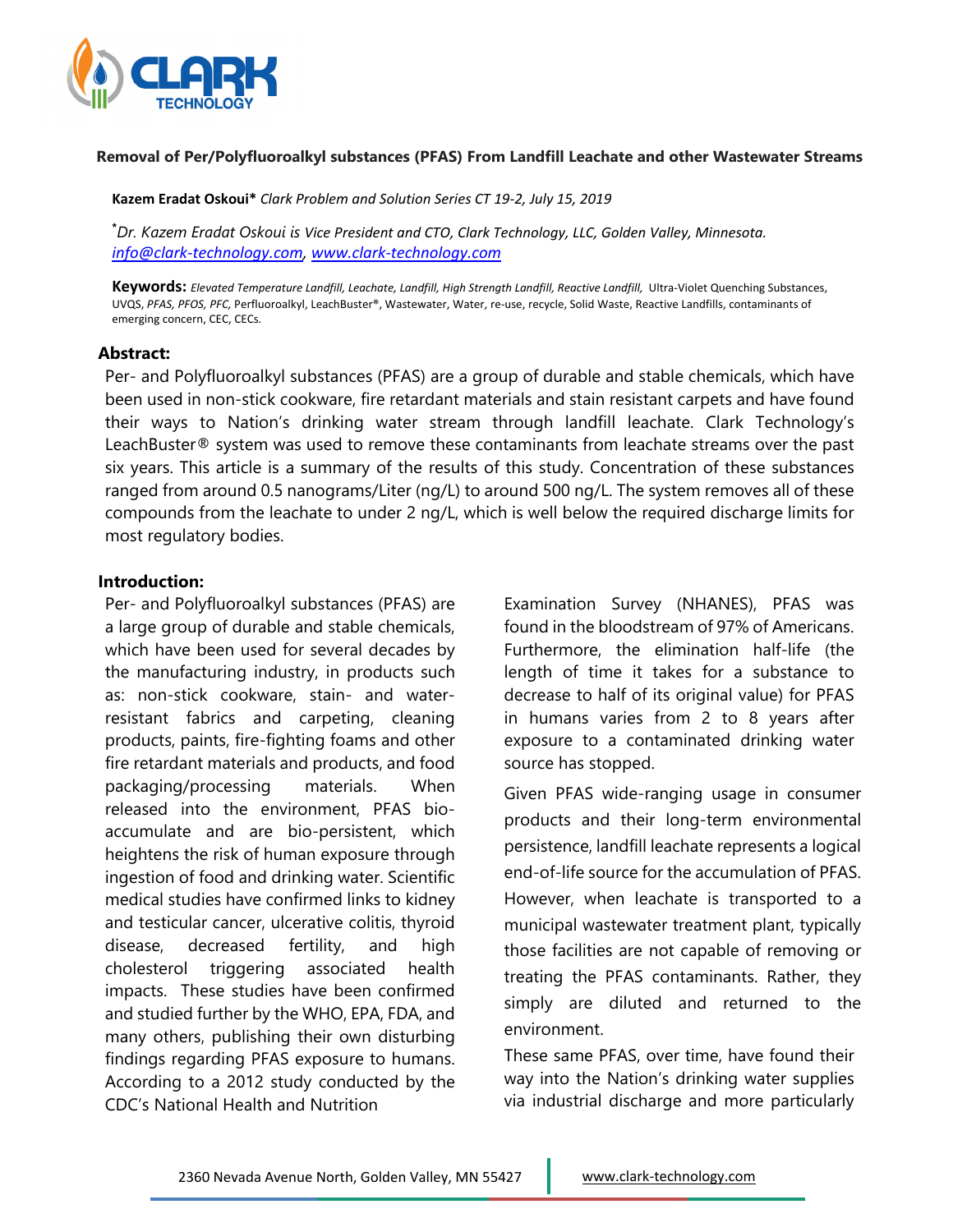## Removal of Per/Polyfluoroalkyl substances (PFAS) From Landfill Leachate and other Wastewater Streams

**Kazem Eradat Oskoui*** *Clark Problem and Solution Series CT 19-2, July 15, 2019*

*\*Dr. Kazem Eradat Oskoui is Vice President and CTO, Clark Technology, LLC, Golden Valley, Minnesota. info@clark-technology.com, www.clark-technology.com*

**Keywords:** *Elevated Temperature Landfill, Leachate, Landfill, High Strength Landfill, Reactive Landfill,* Ultra-Violet Quenching Substances, UVQS, *PFAS, PFOS, PFC,* Perfluoroalkyl, LeachBuster®, Wastewater, Water, re-use, recycle, Solid Waste, Reactive Landfills, contaminants of emerging concern, CEC, CECs.

### Abstract:

Per- and Polyfluoroalkyl substances (PFAS) are a group of durable and stable chemicals, which have been used in non-stick cookware, fire retardant materials and stain resistant carpets and have found their ways to Nation's drinking water stream through landfill leachate. Clark Technology's LeachBuster® system was used to remove these contaminants from leachate streams over the past six years. This article is a summary of the results of this study. Concentration of these substances ranged from around 0.5 nanograms/Liter (ng/L) to around 500 ng/L. The system removes all of these compounds from the leachate to under 2 ng/L, which is well below the required discharge limits for most regulatory bodies.

### Introduction:

Per- and Polyfluoroalkyl substances (PFAS) are a large group of durable and stable chemicals, which have been used for several decades by the manufacturing industry, in products such as: non-stick cookware, stain- and water-resistant fabrics and carpeting, cleaning products, paints, fire-fighting foams and other fire retardant materials and products, and food packaging/processing materials. When released into the environment, PFAS bio-accumulate and are bio-persistent, which heightens the risk of human exposure through ingestion of food and drinking water. Scientific medical studies have confirmed links to kidney and testicular cancer, ulcerative colitis, thyroid disease, decreased fertility, and high cholesterol triggering associated health impacts. These studies have been confirmed and studied further by the WHO, EPA, FDA, and many others, publishing their own disturbing findings regarding PFAS exposure to humans. According to a 2012 study conducted by the CDC's National Health and Nutrition Examination Survey (NHANES), PFAS was found in the bloodstream of 97% of Americans. Furthermore, the elimination half-life (the length of time it takes for a substance to decrease to half of its original value) for PFAS in humans varies from 2 to 8 years after exposure to a contaminated drinking water source has stopped.

Given PFAS wide-ranging usage in consumer products and their long-term environmental persistence, landfill leachate represents a logical end-of-life source for the accumulation of PFAS. However, when leachate is transported to a municipal wastewater treatment plant, typically those facilities are not capable of removing or treating the PFAS contaminants. Rather, they simply are diluted and returned to the environment.

These same PFAS, over time, have found their way into the Nation's drinking water supplies via industrial discharge and more particularly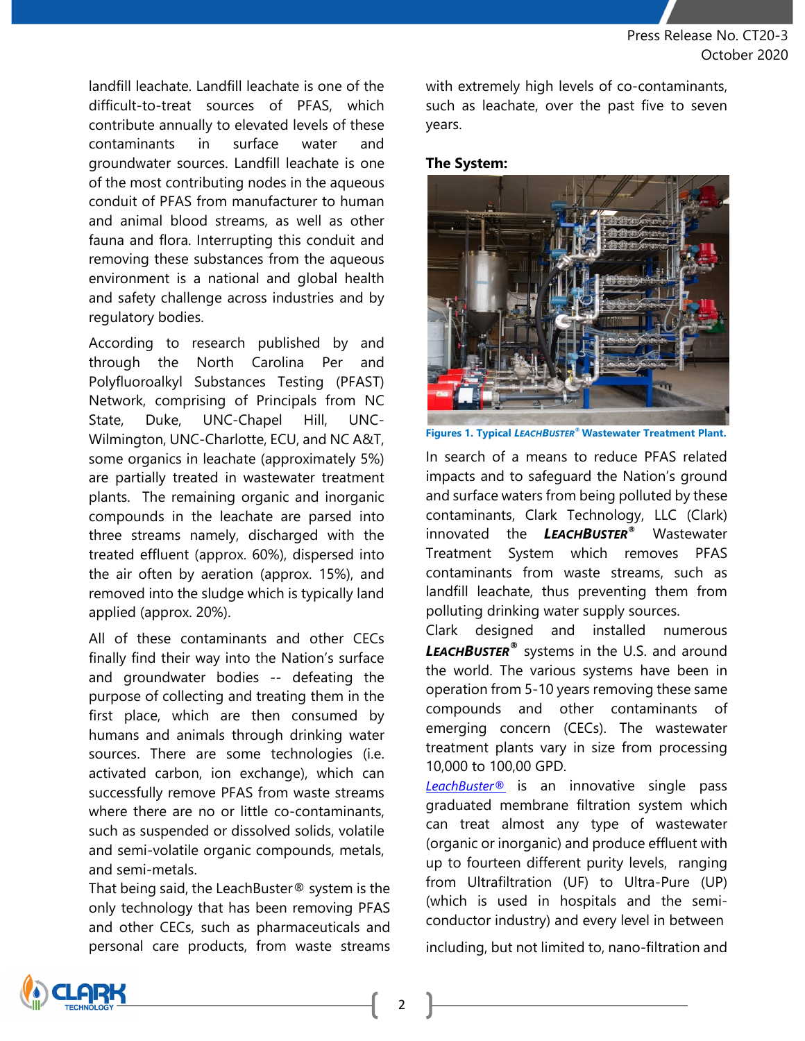landfill leachate. Landfill leachate is one of the difficult-to-treat sources of PFAS, which contribute annually to elevated levels of these contaminants in surface water and groundwater sources. Landfill leachate is one of the most contributing nodes in the aqueous conduit of PFAS from manufacturer to human and animal blood streams, as well as other fauna and flora. Interrupting this conduit and removing these substances from the aqueous environment is a national and global health and safety challenge across industries and by regulatory bodies.

According to research published by and through the North Carolina Per and Polyfluoroalkyl Substances Testing (PFAST) Network, comprising of Principals from NC State, Duke, UNC-Chapel Hill, UNC-Wilmington, UNC-Charlotte, ECU, and NC A&T, some organics in leachate (approximately 5%) are partially treated in wastewater treatment plants. The remaining organic and inorganic compounds in the leachate are parsed into three streams namely, discharged with the treated effluent (approx. 60%), dispersed into the air often by aeration (approx. 15%), and removed into the sludge which is typically land applied (approx. 20%).

All of these contaminants and other CECs finally find their way into the Nation's surface and groundwater bodies -- defeating the purpose of collecting and treating them in the first place, which are then consumed by humans and animals through drinking water sources. There are some technologies (i.e. activated carbon, ion exchange), which can successfully remove PFAS from waste streams where there are no or little co-contaminants, such as suspended or dissolved solids, volatile and semi-volatile organic compounds, metals, and semi-metals.

That being said, the LeachBuster® system is the only technology that has been removing PFAS and other CECs, such as pharmaceuticals and personal care products, from waste streams with extremely high levels of co-contaminants, such as leachate, over the past five to seven years.

**The System:**

**Figures 1. Typical *LEACHBUSTER*® Wastewater Treatment Plant.**

In search of a means to reduce PFAS related impacts and to safeguard the Nation's ground and surface waters from being polluted by these contaminants, Clark Technology, LLC (Clark) innovated the ***LEACHBUSTER***® Wastewater Treatment System which removes PFAS contaminants from waste streams, such as landfill leachate, thus preventing them from polluting drinking water supply sources.

Clark designed and installed numerous ***LEACHBUSTER***® systems in the U.S. and around the world. The various systems have been in operation from 5-10 years removing these same compounds and other contaminants of emerging concern (CECs). The wastewater treatment plants vary in size from processing 10,000 to 100,00 GPD.

LeachBuster® is an innovative single pass graduated membrane filtration system which can treat almost any type of wastewater (organic or inorganic) and produce effluent with up to fourteen different purity levels, ranging from Ultrafiltration (UF) to Ultra-Pure (UP) (which is used in hospitals and the semi-conductor industry) and every level in between including, but not limited to, nano-filtration and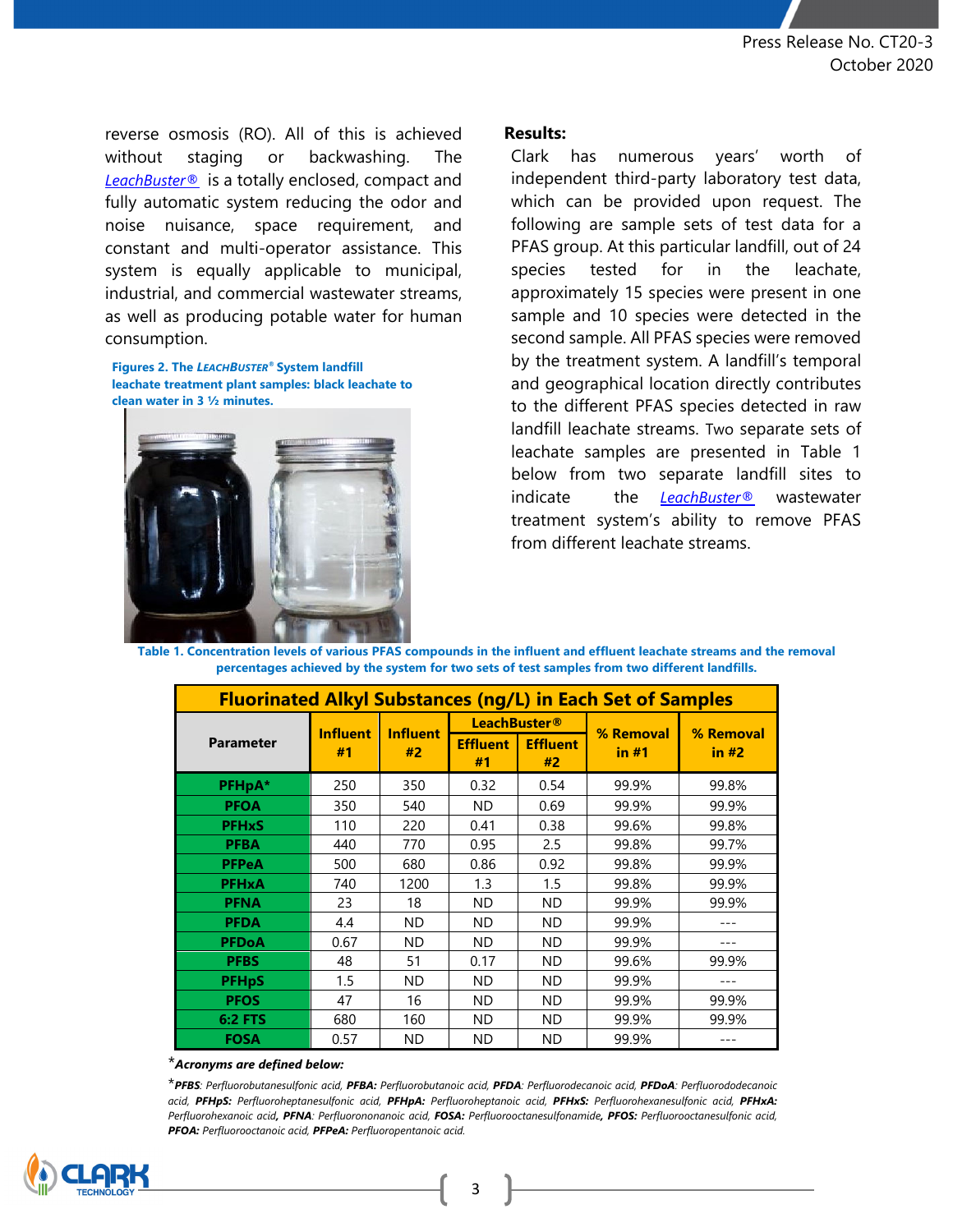reverse osmosis (RO). All of this is achieved without staging or backwashing. The *LeachBuster®* is a totally enclosed, compact and fully automatic system reducing the odor and noise nuisance, space requirement, and constant and multi-operator assistance. This system is equally applicable to municipal, industrial, and commercial wastewater streams, as well as producing potable water for human consumption.

**Figures 2. The *LEACHBUSTER®* System landfill leachate treatment plant samples: black leachate to clean water in 3 ½ minutes.**

**Results:**

Clark has numerous years' worth of independent third-party laboratory test data, which can be provided upon request. The following are sample sets of test data for a PFAS group. At this particular landfill, out of 24 species tested for in the leachate, approximately 15 species were present in one sample and 10 species were detected in the second sample. All PFAS species were removed by the treatment system. A landfill's temporal and geographical location directly contributes to the different PFAS species detected in raw landfill leachate streams. Two separate sets of leachate samples are presented in Table 1 below from two separate landfill sites to indicate the *LeachBuster®* wastewater treatment system's ability to remove PFAS from different leachate streams.

**Table 1. Concentration levels of various PFAS compounds in the influent and effluent leachate streams and the removal percentages achieved by the system for two sets of test samples from two different landfills.**

| Fluorinated Alkyl Substances (ng/L) in Each Set of Samples | | | | | | |
|---|---|---|---|---|---|---|
| Parameter | Influent #1 | Influent #2 | LeachBuster® Effluent #1 | LeachBuster® Effluent #2 | % Removal in #1 | % Removal in #2 |
| PFHpA* | 250 | 350 | 0.32 | 0.54 | 99.9% | 99.8% |
| PFOA | 350 | 540 | ND | 0.69 | 99.9% | 99.9% |
| PFHxS | 110 | 220 | 0.41 | 0.38 | 99.6% | 99.8% |
| PFBA | 440 | 770 | 0.95 | 2.5 | 99.8% | 99.7% |
| PFPeA | 500 | 680 | 0.86 | 0.92 | 99.8% | 99.9% |
| PFHxA | 740 | 1200 | 1.3 | 1.5 | 99.8% | 99.9% |
| PFNA | 23 | 18 | ND | ND | 99.9% | 99.9% |
| PFDA | 4.4 | ND | ND | ND | 99.9% | --- |
| PFDoA | 0.67 | ND | ND | ND | 99.9% | --- |
| PFBS | 48 | 51 | 0.17 | ND | 99.6% | 99.9% |
| PFHpS | 1.5 | ND | ND | ND | 99.9% | --- |
| PFOS | 47 | 16 | ND | ND | 99.9% | 99.9% |
| 6:2 FTS | 680 | 160 | ND | ND | 99.9% | 99.9% |
| FOSA | 0.57 | ND | ND | ND | 99.9% | --- |

**Acronyms are defined below:*

**PFBS**: *Perfluorobutanesulfonic acid,* **PFBA:** *Perfluorobutanoic acid,* **PFDA**: *Perfluorodecanoic acid,* **PFDoA**: *Perfluorododecanoic acid,* **PFHpS:** *Perfluoroheptanesulfonic acid,* **PFHpA:** *Perfluoroheptanoic acid,* **PFHxS:** *Perfluorohexanesulfonic acid,* **PFHxA:** *Perfluorohexanoic acid,* **PFNA**: *Perfluorononanoic acid,* **FOSA:** *Perfluorooctanesulfonamide,* **PFOS:** *Perfluorooctanesulfonic acid,* **PFOA:** *Perfluorooctanoic acid,* **PFPeA:** *Perfluoropentanoic acid.*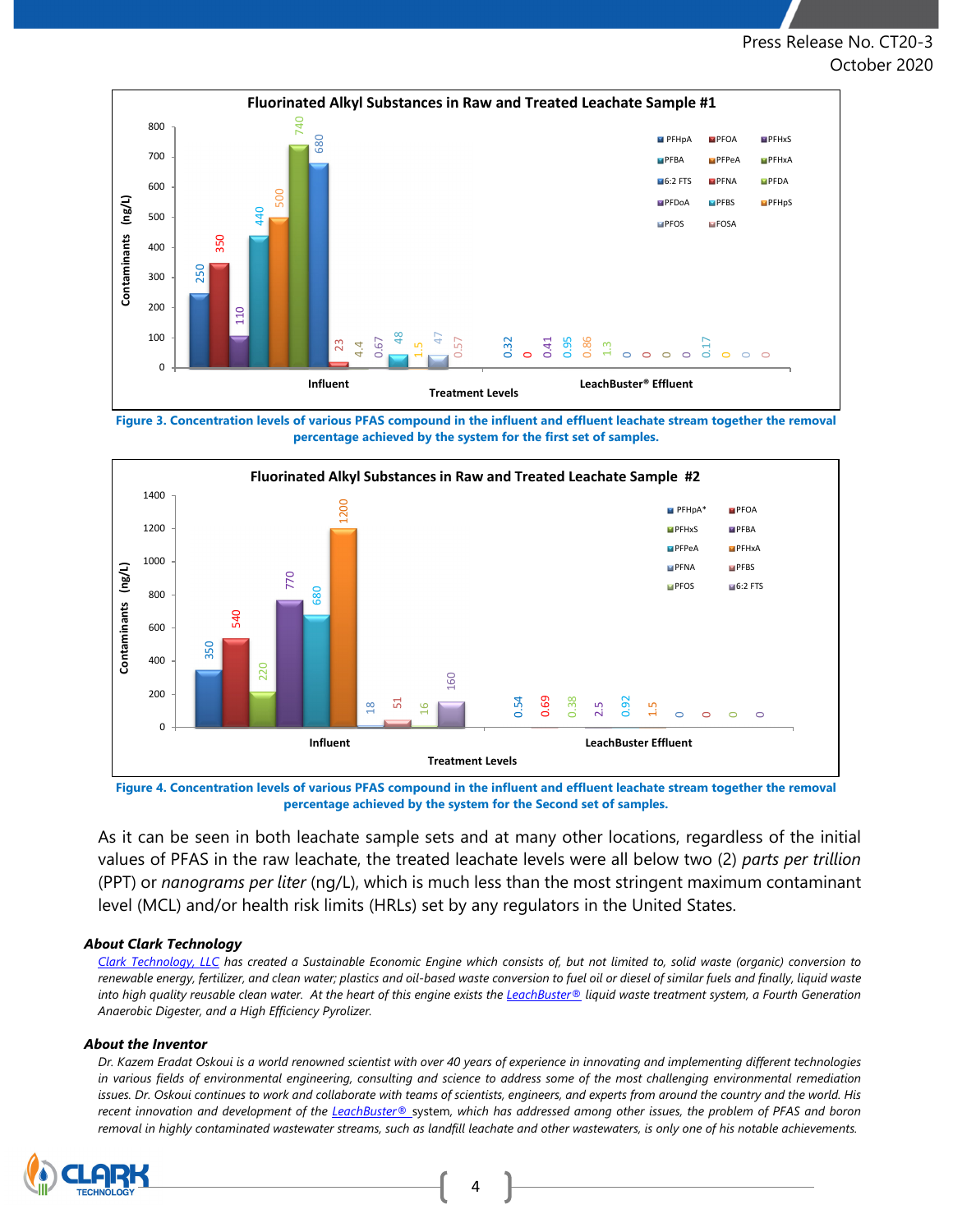Fluorinated Alkyl Substances in Raw and Treated Leachate Sample #1

Contaminants (ng/L)

800
700
600
500
400
300
200
100
0

250 350 110 440 500 740 680 23 4.4 0.67 48 1.5 47 0.57

0.32 0 0.41 0.95 0.86 1.3 0 0 0 0 0.17 0 0 0

PFHpA PFOA PFHxS PFBA PFPeA PFHxA 6:2 FTS PFNA PFDA PFDoA PFBS PFHpS PFOS FOSA

Influent

LeachBuster® Effluent

Treatment Levels

**Figure 3. Concentration levels of various PFAS compound in the influent and effluent leachate stream together the removal percentage achieved by the system for the first set of samples.**

Fluorinated Alkyl Substances in Raw and Treated Leachate Sample #2

Contaminants (ng/L)

1400
1200
1000
800
600
400
200
0

350 540 220 770 680 1200 18 51 16 160

0.54 0.69 0.38 2.5 0.92 1.5 0 0 0 0

PFHpA* PFOA PFHxS PFBA PFPeA PFHxA PFNA PFBS PFOS 6:2 FTS

Influent

LeachBuster Effluent

Treatment Levels

**Figure 4. Concentration levels of various PFAS compound in the influent and effluent leachate stream together the removal percentage achieved by the system for the Second set of samples.**

As it can be seen in both leachate sample sets and at many other locations, regardless of the initial values of PFAS in the raw leachate, the treated leachate levels were all below two (2) *parts per trillion* (PPT) or *nanograms per liter* (ng/L), which is much less than the most stringent maximum contaminant level (MCL) and/or health risk limits (HRLs) set by any regulators in the United States.

### *About Clark Technology*

*Clark Technology, LLC has created a Sustainable Economic Engine which consists of, but not limited to, solid waste (organic) conversion to renewable energy, fertilizer, and clean water; plastics and oil-based waste conversion to fuel oil or diesel of similar fuels and finally, liquid waste into high quality reusable clean water. At the heart of this engine exists the LeachBuster® liquid waste treatment system, a Fourth Generation Anaerobic Digester, and a High Efficiency Pyrolizer.*

### *About the Inventor*

*Dr. Kazem Eradat Oskoui is a world renowned scientist with over 40 years of experience in innovating and implementing different technologies in various fields of environmental engineering, consulting and science to address some of the most challenging environmental remediation issues. Dr. Oskoui continues to work and collaborate with teams of scientists, engineers, and experts from around the country and the world. His recent innovation and development of the LeachBuster® system, which has addressed among other issues, the problem of PFAS and boron removal in highly contaminated wastewater streams, such as landfill leachate and other wastewaters, is only one of his notable achievements.*